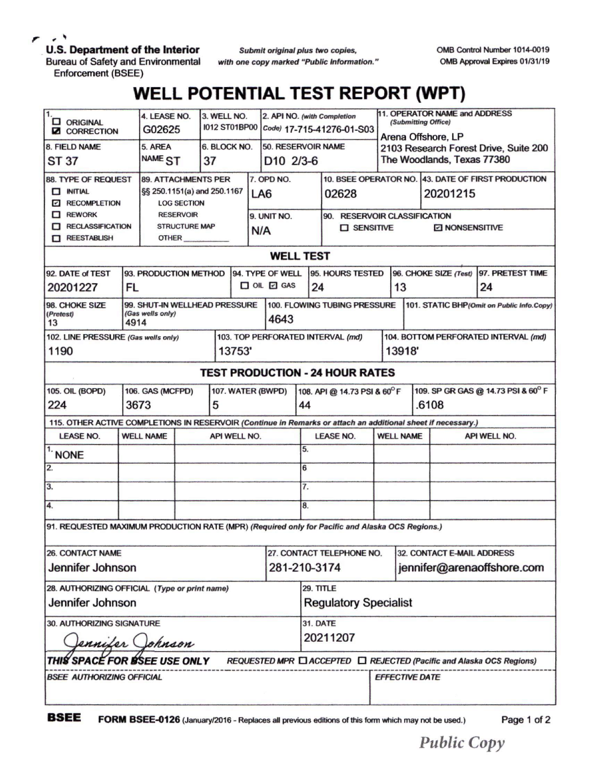**U.S. Department of the Interior**
Bureau of Safety and Environmental Enforcement (BSEE)

*Submit original plus two copies, with one copy marked "Public Information."*

OMB Control Number 1014-0019
OMB Approval Expires 01/31/19

# WELL POTENTIAL TEST REPORT (WPT)

| Field | Value |
|---|---|
| 1. | ☐ ORIGINAL ☑ CORRECTION |
| 4. LEASE NO. | G02625 |
| 3. WELL NO. | I012 ST01BP00 |
| 2. API NO. (with Completion Code) | 17-715-41276-01-S03 |
| 11. OPERATOR NAME and ADDRESS (Submitting Office) | Arena Offshore, LP, 2103 Research Forest Drive, Suite 200, The Woodlands, Texas 77380 |
| 8. FIELD NAME | ST 37 |
| 5. AREA NAME | ST |
| 6. BLOCK NO. | 37 |
| 50. RESERVOIR NAME | D10 2/3-6 |
| 88. TYPE OF REQUEST | ☐ INITIAL ☑ RECOMPLETION ☐ REWORK ☐ RECLASSIFICATION ☐ REESTABLISH |
| 89. ATTACHMENTS PER §§ 250.1151(a) and 250.1167 | LOG SECTION, RESERVOIR STRUCTURE MAP, OTHER ______ |
| 7. OPD NO. | LA6 |
| 10. BSEE OPERATOR NO. | 02628 |
| 43. DATE OF FIRST PRODUCTION | 20201215 |
| 9. UNIT NO. | N/A |
| 90. RESERVOIR CLASSIFICATION | ☐ SENSITIVE ☑ NONSENSITIVE |

## WELL TEST

| 92. DATE of TEST | 93. PRODUCTION METHOD | 94. TYPE OF WELL | 95. HOURS TESTED | 96. CHOKE SIZE (Test) | 97. PRETEST TIME |
|---|---|---|---|---|---|
| 20201227 | FL | ☐ OIL ☑ GAS | 24 | 13 | 24 |

| 98. CHOKE SIZE (Pretest) | 99. SHUT-IN WELLHEAD PRESSURE (Gas wells only) | 100. FLOWING TUBING PRESSURE | 101. STATIC BHP (Omit on Public Info.Copy) |
|---|---|---|---|
| 13 | 4914 | 4643 | |

| 102. LINE PRESSURE (Gas wells only) | 103. TOP PERFORATED INTERVAL (md) | 104. BOTTOM PERFORATED INTERVAL (md) |
|---|---|---|
| 1190 | 13753' | 13918' |

## TEST PRODUCTION - 24 HOUR RATES

| 105. OIL (BOPD) | 106. GAS (MCFPD) | 107. WATER (BWPD) | 108. API @ 14.73 PSI & 60° F | 109. SP GR GAS @ 14.73 PSI & 60° F |
|---|---|---|---|---|
| 224 | 3673 | 5 | 44 | .6108 |

115. OTHER ACTIVE COMPLETIONS IN RESERVOIR (Continue in Remarks or attach an additional sheet if necessary.)

| | LEASE NO. | WELL NAME | API WELL NO. | | LEASE NO. | WELL NAME | API WELL NO. |
|---|---|---|---|---|---|---|---|
| 1. | NONE | | | 5. | | | |
| 2. | | | | 6. | | | |
| 3. | | | | 7. | | | |
| 4. | | | | 8. | | | |

91. REQUESTED MAXIMUM PRODUCTION RATE (MPR) (Required only for Pacific and Alaska OCS Regions.)

| 26. CONTACT NAME | 27. CONTACT TELEPHONE NO. | 32. CONTACT E-MAIL ADDRESS |
|---|---|---|
| Jennifer Johnson | 281-210-3174 | jennifer@arenaoffshore.com |

| 28. AUTHORIZING OFFICIAL (Type or print name) | 29. TITLE |
|---|---|
| Jennifer Johnson | Regulatory Specialist |

| 30. AUTHORIZING SIGNATURE | 31. DATE |
|---|---|
| Jennifer Johnson | 20211207 |

**THIS SPACE FOR BSEE USE ONLY** *REQUESTED MPR ☐ ACCEPTED ☐ REJECTED (Pacific and Alaska OCS Regions)*

| BSEE AUTHORIZING OFFICIAL | EFFECTIVE DATE |
|---|---|
| | |

**BSEE** FORM BSEE-0126 (January/2016 - Replaces all previous editions of this form which may not be used.)

*Public Copy*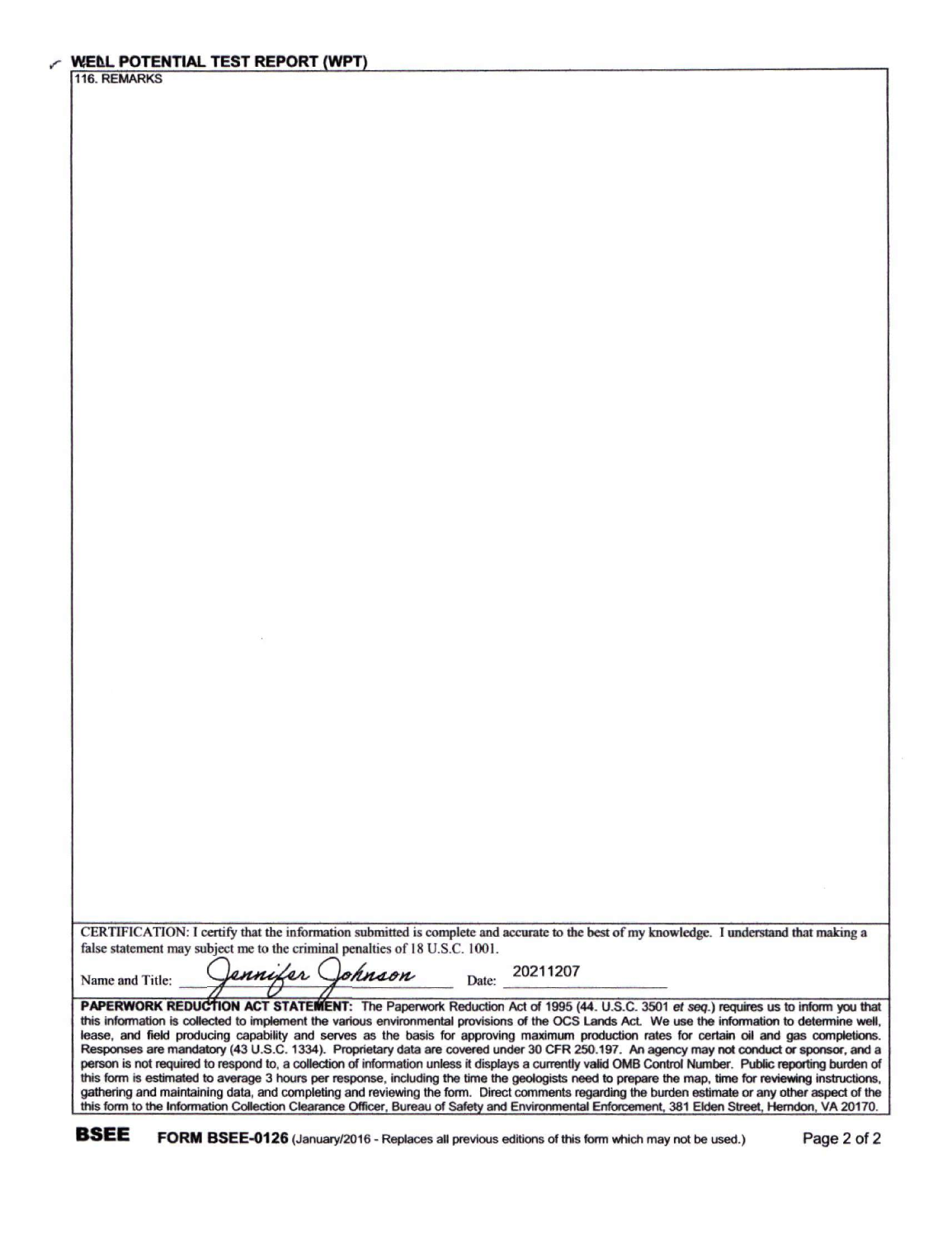## WELL POTENTIAL TEST REPORT (WPT)

116. REMARKS

CERTIFICATION: I certify that the information submitted is complete and accurate to the best of my knowledge. I understand that making a false statement may subject me to the criminal penalties of 18 U.S.C. 1001.

Name and Title: Jennifer Johnson Date: 20211207

**PAPERWORK REDUCTION ACT STATEMENT:** The Paperwork Reduction Act of 1995 (44. U.S.C. 3501 *et seq.*) requires us to inform you that this information is collected to implement the various environmental provisions of the OCS Lands Act. We use the information to determine well, lease, and field producing capability and serves as the basis for approving maximum production rates for certain oil and gas completions. Responses are mandatory (43 U.S.C. 1334). Proprietary data are covered under 30 CFR 250.197. An agency may not conduct or sponsor, and a person is not required to respond to, a collection of information unless it displays a currently valid OMB Control Number. Public reporting burden of this form is estimated to average 3 hours per response, including the time the geologists need to prepare the map, time for reviewing instructions, gathering and maintaining data, and completing and reviewing the form. Direct comments regarding the burden estimate or any other aspect of the this form to the Information Collection Clearance Officer, Bureau of Safety and Environmental Enforcement, 381 Elden Street, Herndon, VA 20170.

**BSEE** FORM BSEE-0126 (January/2016 - Replaces all previous editions of this form which may not be used.)